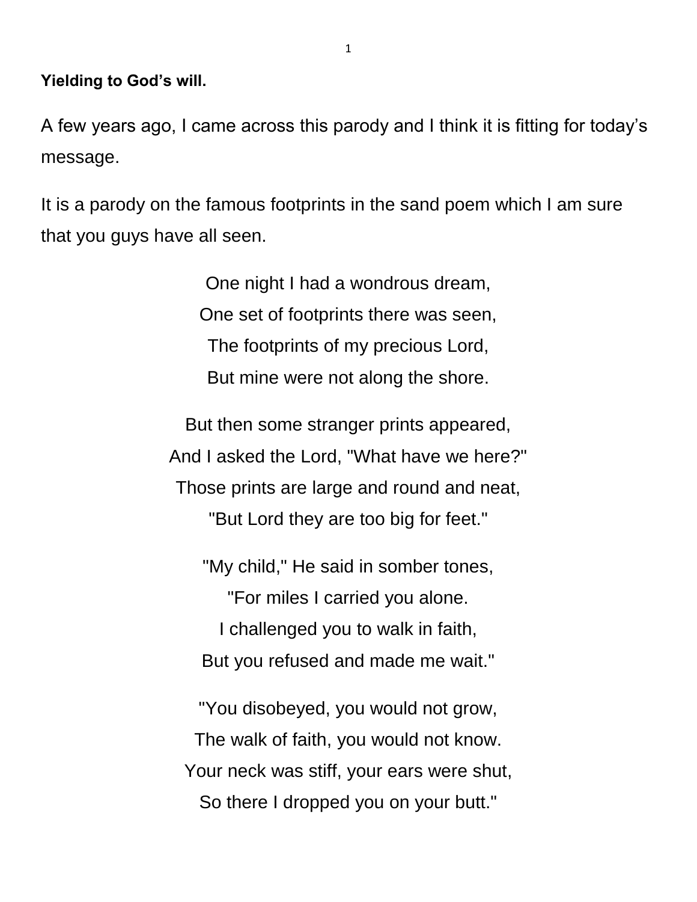**Yielding to God's will.**

A few years ago, I came across this parody and I think it is fitting for today's message.

It is a parody on the famous footprints in the sand poem which I am sure that you guys have all seen.

One night I had a wondrous dream,  
One set of footprints there was seen,  
The footprints of my precious Lord,  
But mine were not along the shore.

But then some stranger prints appeared,  
And I asked the Lord, "What have we here?"  
Those prints are large and round and neat,  
"But Lord they are too big for feet."

"My child," He said in somber tones,  
"For miles I carried you alone.  
I challenged you to walk in faith,  
But you refused and made me wait."

"You disobeyed, you would not grow,  
The walk of faith, you would not know.  
Your neck was stiff, your ears were shut,  
So there I dropped you on your butt."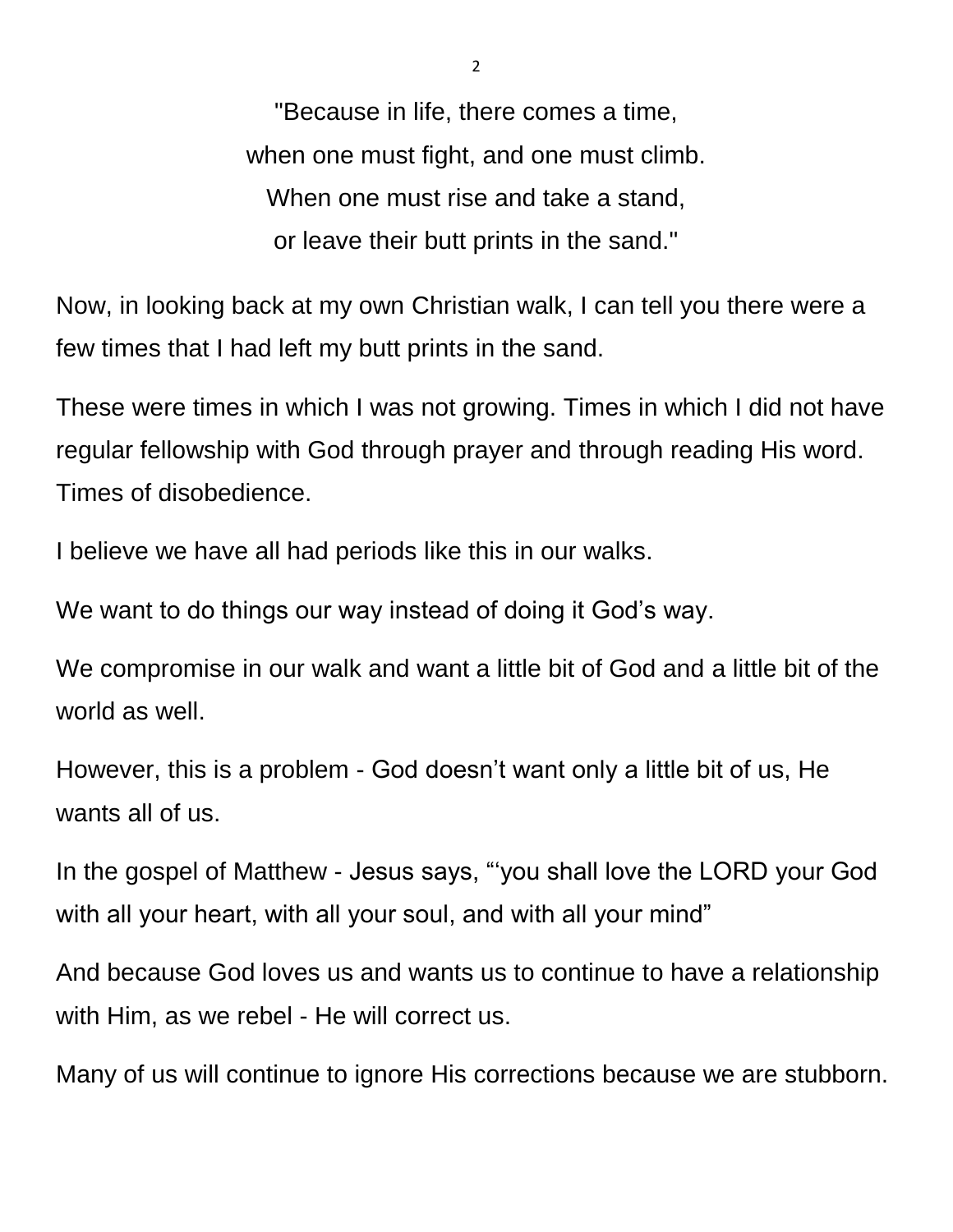"Because in life, there comes a time,  
when one must fight, and one must climb.  
When one must rise and take a stand,  
or leave their butt prints in the sand."

Now, in looking back at my own Christian walk, I can tell you there were a few times that I had left my butt prints in the sand.

These were times in which I was not growing. Times in which I did not have regular fellowship with God through prayer and through reading His word. Times of disobedience.

I believe we have all had periods like this in our walks.

We want to do things our way instead of doing it God's way.

We compromise in our walk and want a little bit of God and a little bit of the world as well.

However, this is a problem - God doesn't want only a little bit of us, He wants all of us.

In the gospel of Matthew - Jesus says, "'you shall love the LORD your God with all your heart, with all your soul, and with all your mind"

And because God loves us and wants us to continue to have a relationship with Him, as we rebel - He will correct us.

Many of us will continue to ignore His corrections because we are stubborn.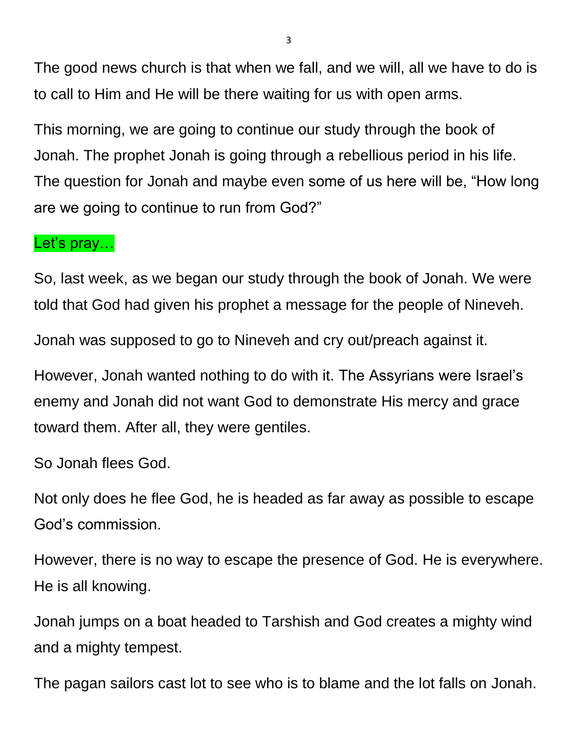The good news church is that when we fall, and we will, all we have to do is to call to Him and He will be there waiting for us with open arms.

This morning, we are going to continue our study through the book of Jonah. The prophet Jonah is going through a rebellious period in his life. The question for Jonah and maybe even some of us here will be, “How long are we going to continue to run from God?”

Let’s pray…

So, last week, as we began our study through the book of Jonah. We were told that God had given his prophet a message for the people of Nineveh.

Jonah was supposed to go to Nineveh and cry out/preach against it.

However, Jonah wanted nothing to do with it. The Assyrians were Israel’s enemy and Jonah did not want God to demonstrate His mercy and grace toward them. After all, they were gentiles.

So Jonah flees God.

Not only does he flee God, he is headed as far away as possible to escape God’s commission.

However, there is no way to escape the presence of God. He is everywhere. He is all knowing.

Jonah jumps on a boat headed to Tarshish and God creates a mighty wind and a mighty tempest.

The pagan sailors cast lot to see who is to blame and the lot falls on Jonah.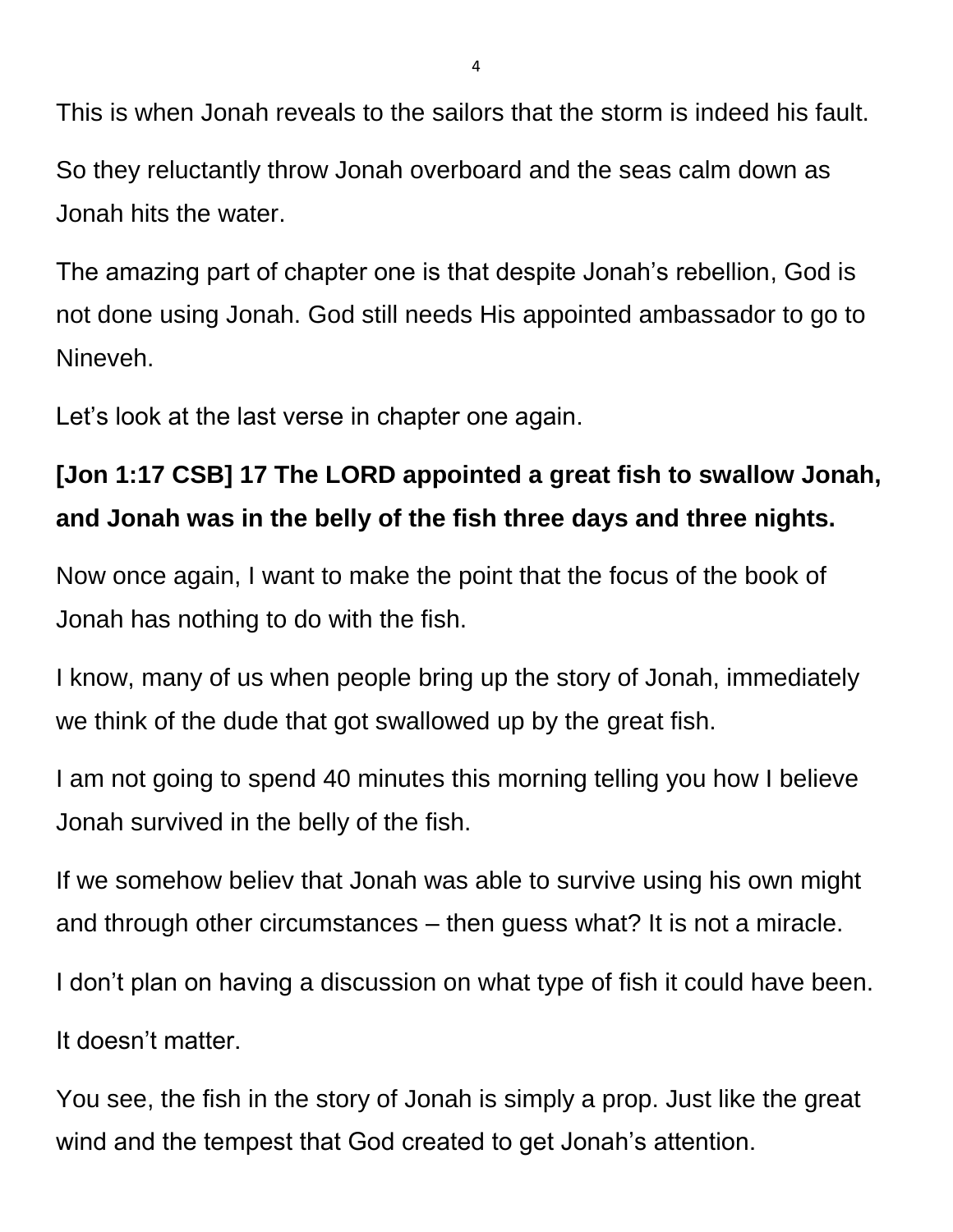This is when Jonah reveals to the sailors that the storm is indeed his fault.

So they reluctantly throw Jonah overboard and the seas calm down as Jonah hits the water.

The amazing part of chapter one is that despite Jonah's rebellion, God is not done using Jonah. God still needs His appointed ambassador to go to Nineveh.

Let's look at the last verse in chapter one again.

**[Jon 1:17 CSB] 17 The LORD appointed a great fish to swallow Jonah, and Jonah was in the belly of the fish three days and three nights.**

Now once again, I want to make the point that the focus of the book of Jonah has nothing to do with the fish.

I know, many of us when people bring up the story of Jonah, immediately we think of the dude that got swallowed up by the great fish.

I am not going to spend 40 minutes this morning telling you how I believe Jonah survived in the belly of the fish.

If we somehow believ that Jonah was able to survive using his own might and through other circumstances – then guess what? It is not a miracle.

I don't plan on having a discussion on what type of fish it could have been.

It doesn't matter.

You see, the fish in the story of Jonah is simply a prop. Just like the great wind and the tempest that God created to get Jonah's attention.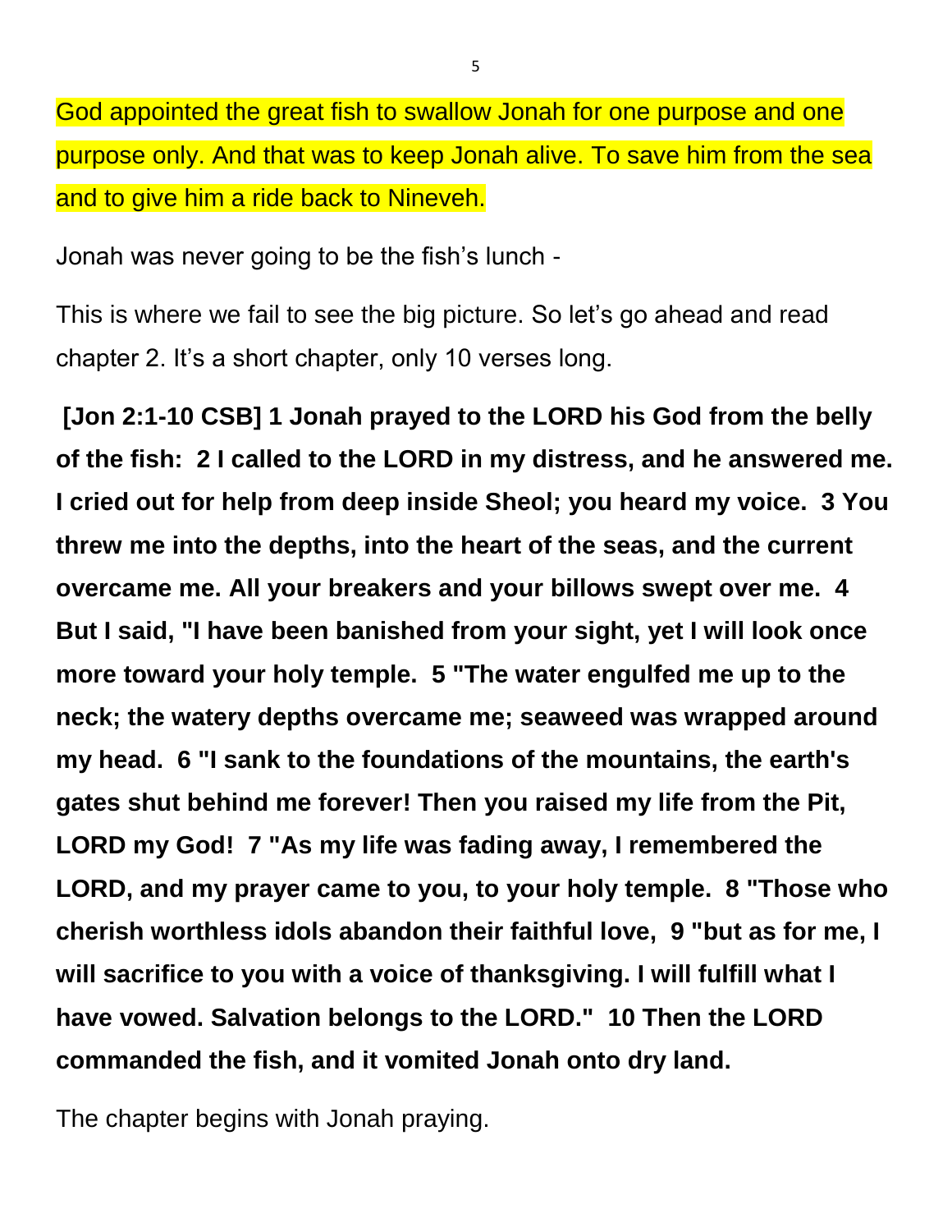God appointed the great fish to swallow Jonah for one purpose and one purpose only. And that was to keep Jonah alive. To save him from the sea and to give him a ride back to Nineveh.

Jonah was never going to be the fish's lunch -

This is where we fail to see the big picture. So let's go ahead and read chapter 2. It's a short chapter, only 10 verses long.

**[Jon 2:1-10 CSB] 1 Jonah prayed to the LORD his God from the belly of the fish: 2 I called to the LORD in my distress, and he answered me. I cried out for help from deep inside Sheol; you heard my voice. 3 You threw me into the depths, into the heart of the seas, and the current overcame me. All your breakers and your billows swept over me. 4 But I said, "I have been banished from your sight, yet I will look once more toward your holy temple. 5 "The water engulfed me up to the neck; the watery depths overcame me; seaweed was wrapped around my head. 6 "I sank to the foundations of the mountains, the earth's gates shut behind me forever! Then you raised my life from the Pit, LORD my God! 7 "As my life was fading away, I remembered the LORD, and my prayer came to you, to your holy temple. 8 "Those who cherish worthless idols abandon their faithful love, 9 "but as for me, I will sacrifice to you with a voice of thanksgiving. I will fulfill what I have vowed. Salvation belongs to the LORD." 10 Then the LORD commanded the fish, and it vomited Jonah onto dry land.**

The chapter begins with Jonah praying.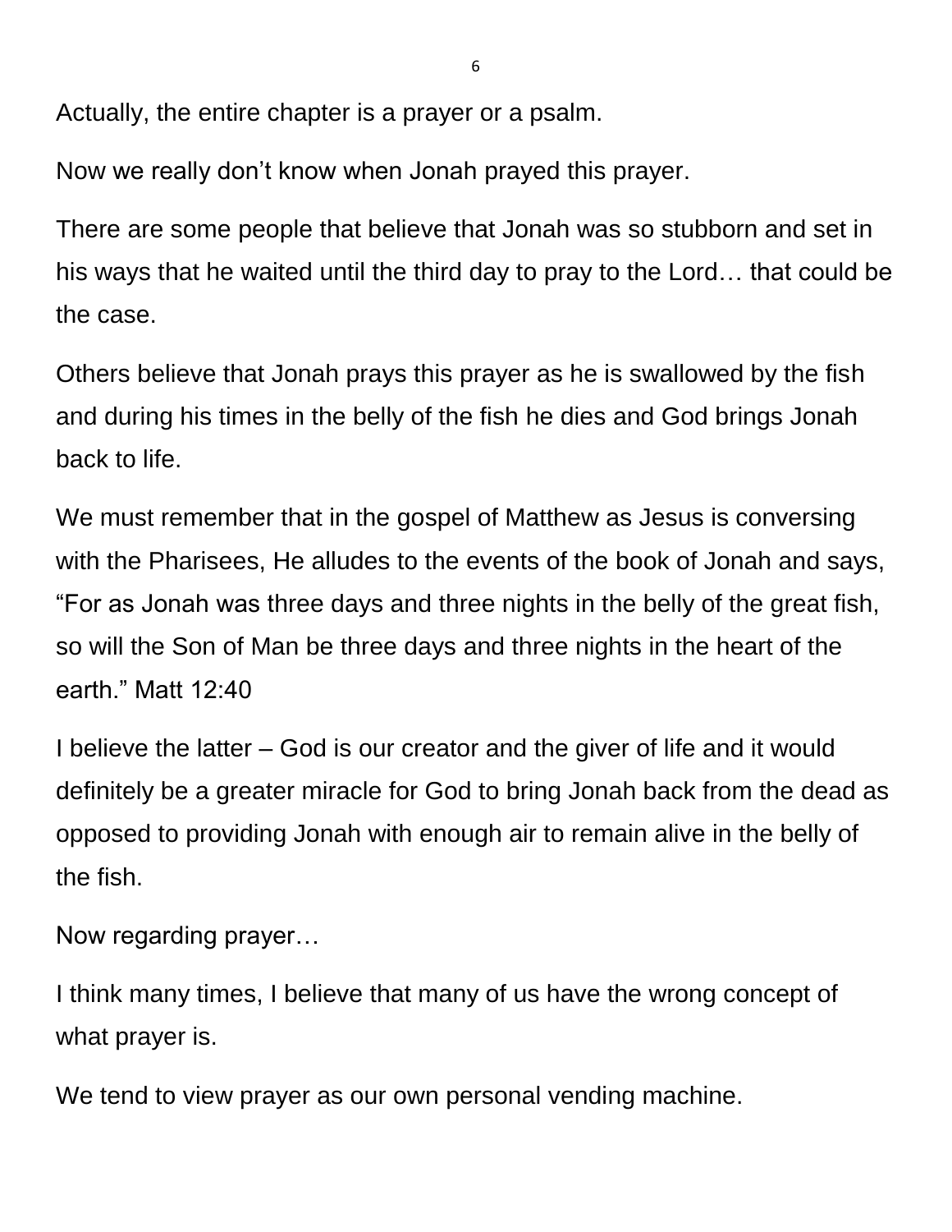Actually, the entire chapter is a prayer or a psalm.

Now we really don't know when Jonah prayed this prayer.

There are some people that believe that Jonah was so stubborn and set in his ways that he waited until the third day to pray to the Lord… that could be the case.

Others believe that Jonah prays this prayer as he is swallowed by the fish and during his times in the belly of the fish he dies and God brings Jonah back to life.

We must remember that in the gospel of Matthew as Jesus is conversing with the Pharisees, He alludes to the events of the book of Jonah and says, "For as Jonah was three days and three nights in the belly of the great fish, so will the Son of Man be three days and three nights in the heart of the earth." Matt 12:40

I believe the latter – God is our creator and the giver of life and it would definitely be a greater miracle for God to bring Jonah back from the dead as opposed to providing Jonah with enough air to remain alive in the belly of the fish.

Now regarding prayer…

I think many times, I believe that many of us have the wrong concept of what prayer is.

We tend to view prayer as our own personal vending machine.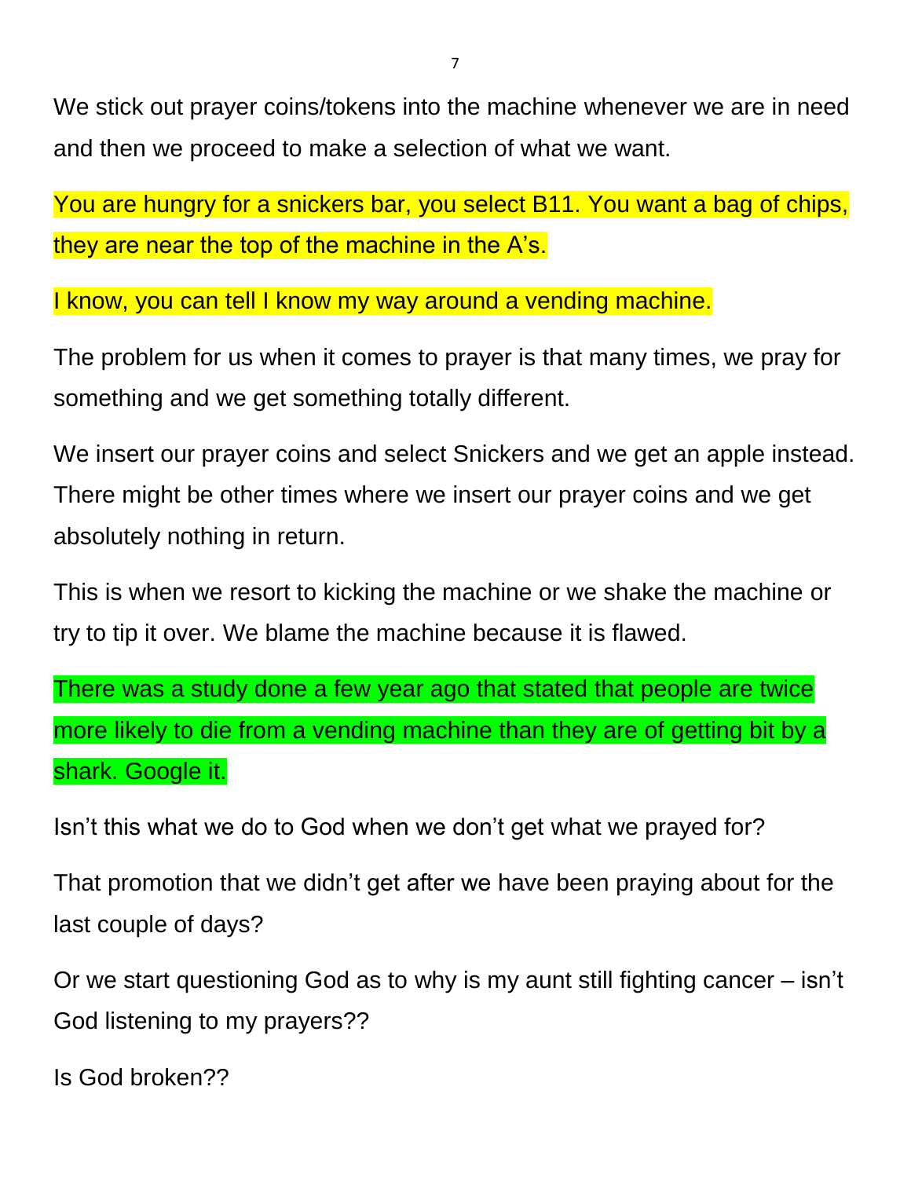We stick out prayer coins/tokens into the machine whenever we are in need and then we proceed to make a selection of what we want.

You are hungry for a snickers bar, you select B11. You want a bag of chips, they are near the top of the machine in the A's.

I know, you can tell I know my way around a vending machine.

The problem for us when it comes to prayer is that many times, we pray for something and we get something totally different.

We insert our prayer coins and select Snickers and we get an apple instead. There might be other times where we insert our prayer coins and we get absolutely nothing in return.

This is when we resort to kicking the machine or we shake the machine or try to tip it over. We blame the machine because it is flawed.

There was a study done a few year ago that stated that people are twice more likely to die from a vending machine than they are of getting bit by a shark. Google it.

Isn't this what we do to God when we don't get what we prayed for?

That promotion that we didn't get after we have been praying about for the last couple of days?

Or we start questioning God as to why is my aunt still fighting cancer – isn't God listening to my prayers??

Is God broken??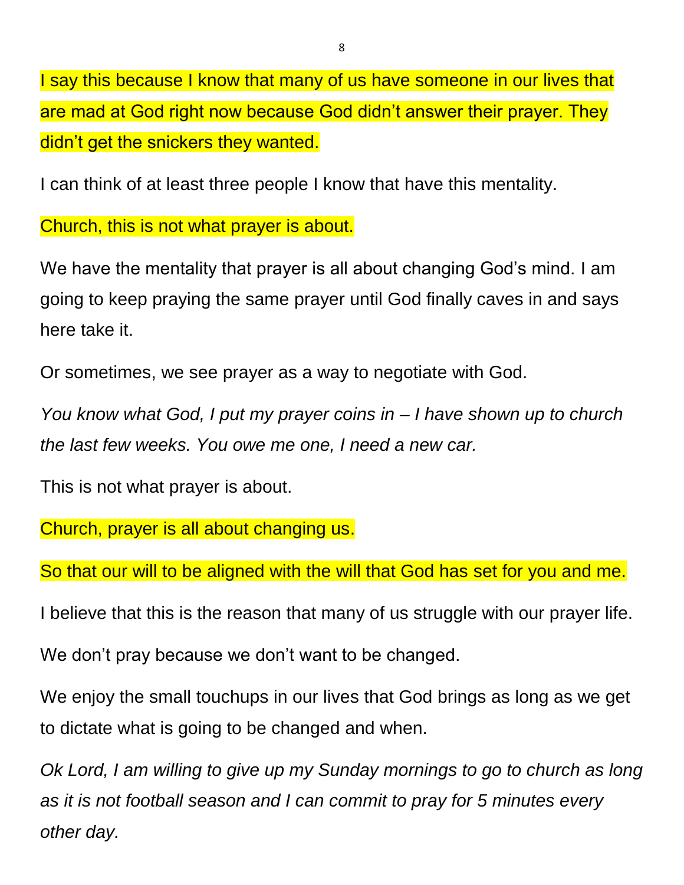I say this because I know that many of us have someone in our lives that are mad at God right now because God didn't answer their prayer. They didn't get the snickers they wanted.

I can think of at least three people I know that have this mentality.

Church, this is not what prayer is about.

We have the mentality that prayer is all about changing God's mind. I am going to keep praying the same prayer until God finally caves in and says here take it.

Or sometimes, we see prayer as a way to negotiate with God.

*You know what God, I put my prayer coins in – I have shown up to church the last few weeks. You owe me one, I need a new car.*

This is not what prayer is about.

Church, prayer is all about changing us.

So that our will to be aligned with the will that God has set for you and me.

I believe that this is the reason that many of us struggle with our prayer life.

We don't pray because we don't want to be changed.

We enjoy the small touchups in our lives that God brings as long as we get to dictate what is going to be changed and when.

*Ok Lord, I am willing to give up my Sunday mornings to go to church as long as it is not football season and I can commit to pray for 5 minutes every other day.*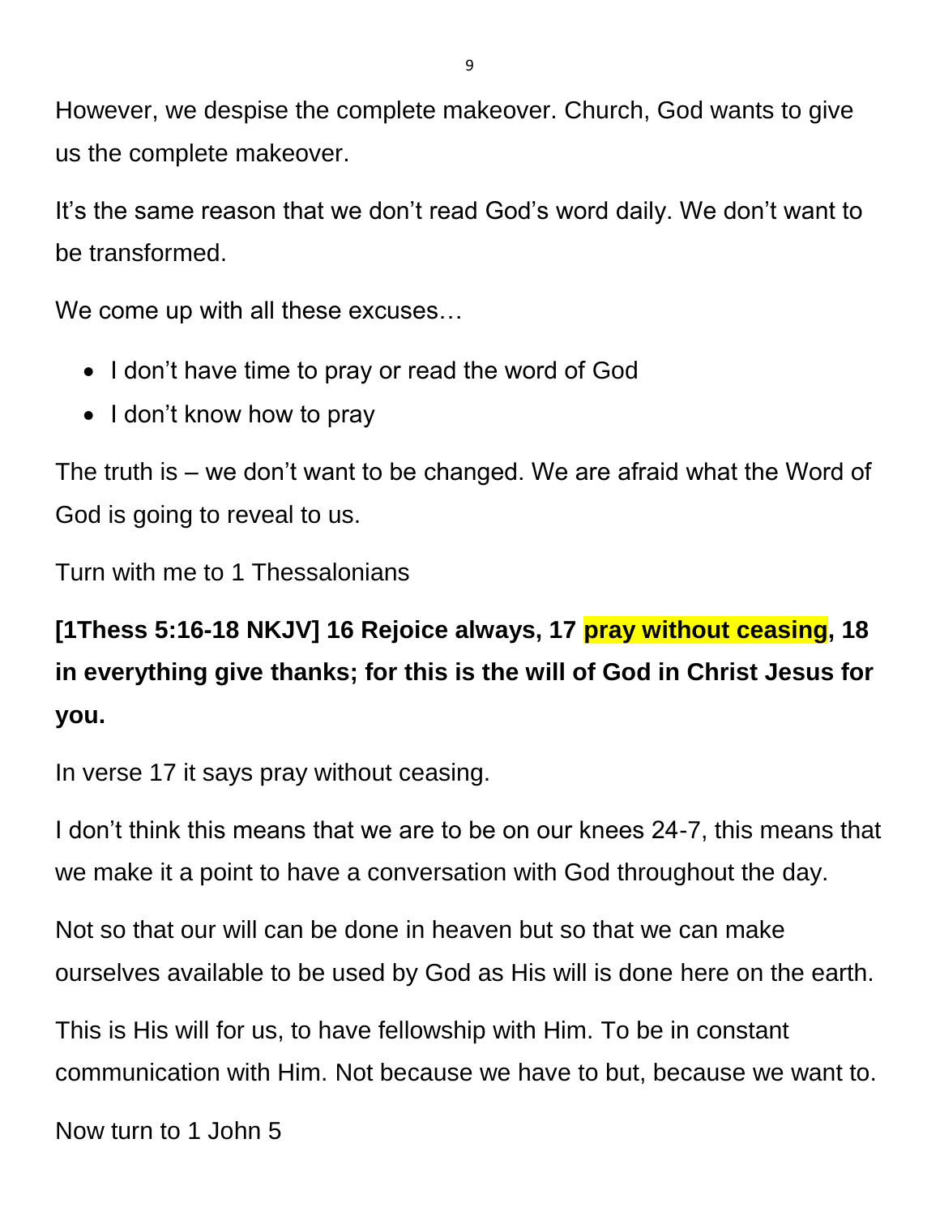However, we despise the complete makeover. Church, God wants to give us the complete makeover.

It's the same reason that we don't read God's word daily. We don't want to be transformed.

We come up with all these excuses…

- I don't have time to pray or read the word of God
- I don't know how to pray

The truth is – we don't want to be changed. We are afraid what the Word of God is going to reveal to us.

Turn with me to 1 Thessalonians

**[1Thess 5:16-18 NKJV] 16 Rejoice always, 17 pray without ceasing, 18 in everything give thanks; for this is the will of God in Christ Jesus for you.**

In verse 17 it says pray without ceasing.

I don't think this means that we are to be on our knees 24-7, this means that we make it a point to have a conversation with God throughout the day.

Not so that our will can be done in heaven but so that we can make ourselves available to be used by God as His will is done here on the earth.

This is His will for us, to have fellowship with Him. To be in constant communication with Him. Not because we have to but, because we want to.

Now turn to 1 John 5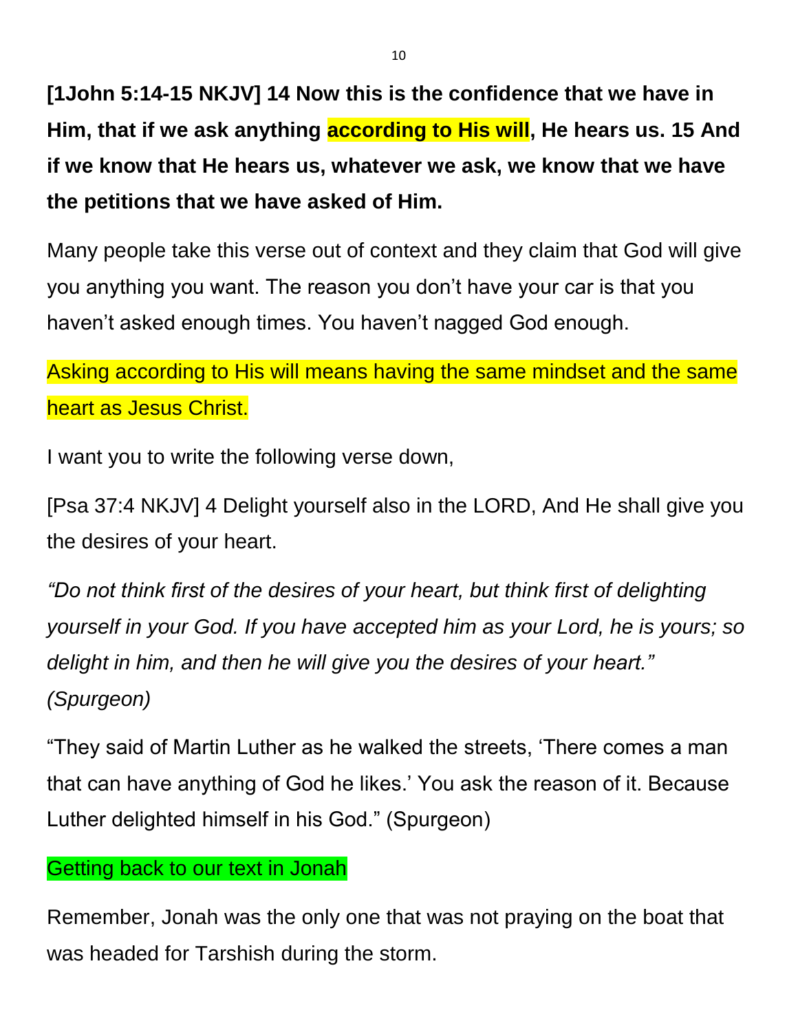**[1John 5:14-15 NKJV] 14 Now this is the confidence that we have in Him, that if we ask anything according to His will, He hears us. 15 And if we know that He hears us, whatever we ask, we know that we have the petitions that we have asked of Him.**

Many people take this verse out of context and they claim that God will give you anything you want. The reason you don't have your car is that you haven't asked enough times. You haven't nagged God enough.

Asking according to His will means having the same mindset and the same heart as Jesus Christ.

I want you to write the following verse down,

[Psa 37:4 NKJV] 4 Delight yourself also in the LORD, And He shall give you the desires of your heart.

*"Do not think first of the desires of your heart, but think first of delighting yourself in your God. If you have accepted him as your Lord, he is yours; so delight in him, and then he will give you the desires of your heart." (Spurgeon)*

"They said of Martin Luther as he walked the streets, 'There comes a man that can have anything of God he likes.' You ask the reason of it. Because Luther delighted himself in his God." (Spurgeon)

Getting back to our text in Jonah

Remember, Jonah was the only one that was not praying on the boat that was headed for Tarshish during the storm.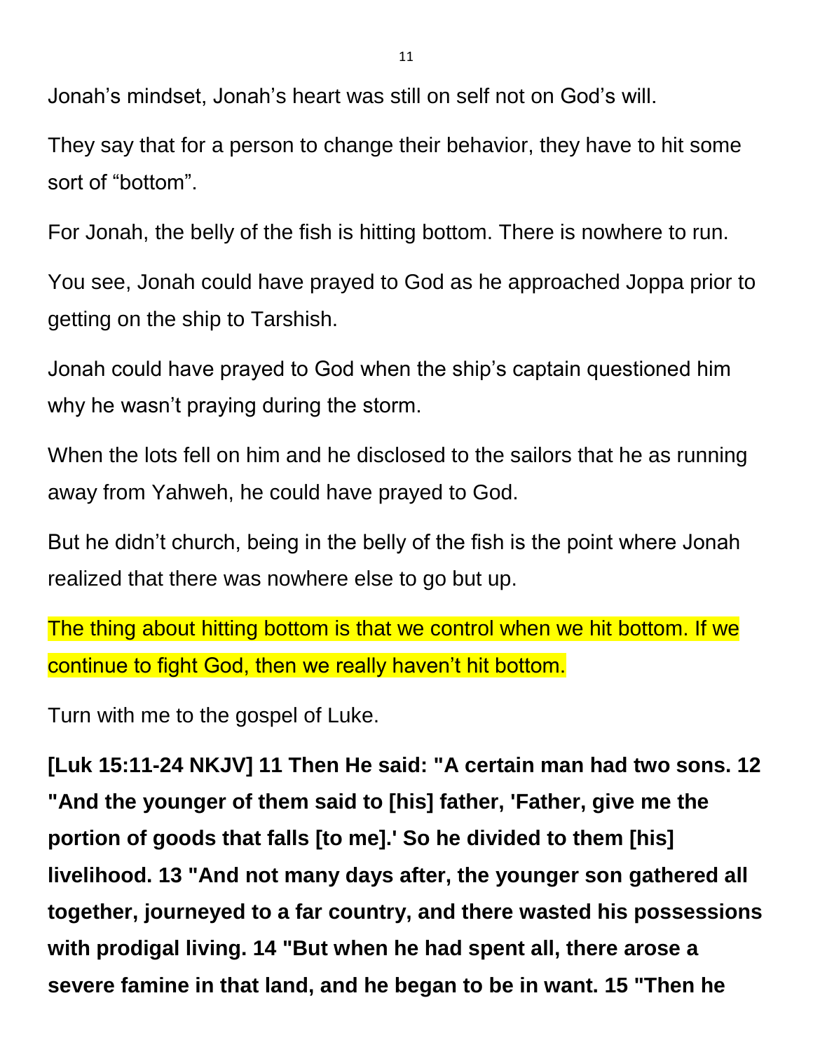Jonah's mindset, Jonah's heart was still on self not on God's will.

They say that for a person to change their behavior, they have to hit some sort of "bottom".

For Jonah, the belly of the fish is hitting bottom. There is nowhere to run.

You see, Jonah could have prayed to God as he approached Joppa prior to getting on the ship to Tarshish.

Jonah could have prayed to God when the ship's captain questioned him why he wasn't praying during the storm.

When the lots fell on him and he disclosed to the sailors that he as running away from Yahweh, he could have prayed to God.

But he didn't church, being in the belly of the fish is the point where Jonah realized that there was nowhere else to go but up.

The thing about hitting bottom is that we control when we hit bottom. If we continue to fight God, then we really haven't hit bottom.

Turn with me to the gospel of Luke.

**[Luk 15:11-24 NKJV] 11 Then He said: "A certain man had two sons. 12 "And the younger of them said to [his] father, 'Father, give me the portion of goods that falls [to me].' So he divided to them [his] livelihood. 13 "And not many days after, the younger son gathered all together, journeyed to a far country, and there wasted his possessions with prodigal living. 14 "But when he had spent all, there arose a severe famine in that land, and he began to be in want. 15 "Then he**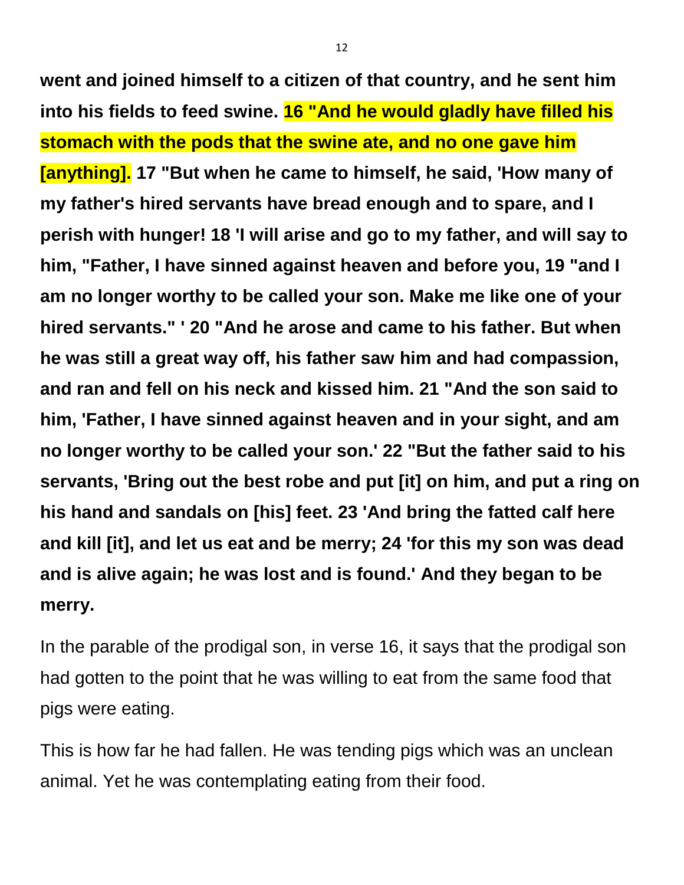**went and joined himself to a citizen of that country, and he sent him into his fields to feed swine. 16 "And he would gladly have filled his stomach with the pods that the swine ate, and no one gave him [anything]. 17 "But when he came to himself, he said, 'How many of my father's hired servants have bread enough and to spare, and I perish with hunger! 18 'I will arise and go to my father, and will say to him, "Father, I have sinned against heaven and before you, 19 "and I am no longer worthy to be called your son. Make me like one of your hired servants." ' 20 "And he arose and came to his father. But when he was still a great way off, his father saw him and had compassion, and ran and fell on his neck and kissed him. 21 "And the son said to him, 'Father, I have sinned against heaven and in your sight, and am no longer worthy to be called your son.' 22 "But the father said to his servants, 'Bring out the best robe and put [it] on him, and put a ring on his hand and sandals on [his] feet. 23 'And bring the fatted calf here and kill [it], and let us eat and be merry; 24 'for this my son was dead and is alive again; he was lost and is found.' And they began to be merry.**

In the parable of the prodigal son, in verse 16, it says that the prodigal son had gotten to the point that he was willing to eat from the same food that pigs were eating.

This is how far he had fallen. He was tending pigs which was an unclean animal. Yet he was contemplating eating from their food.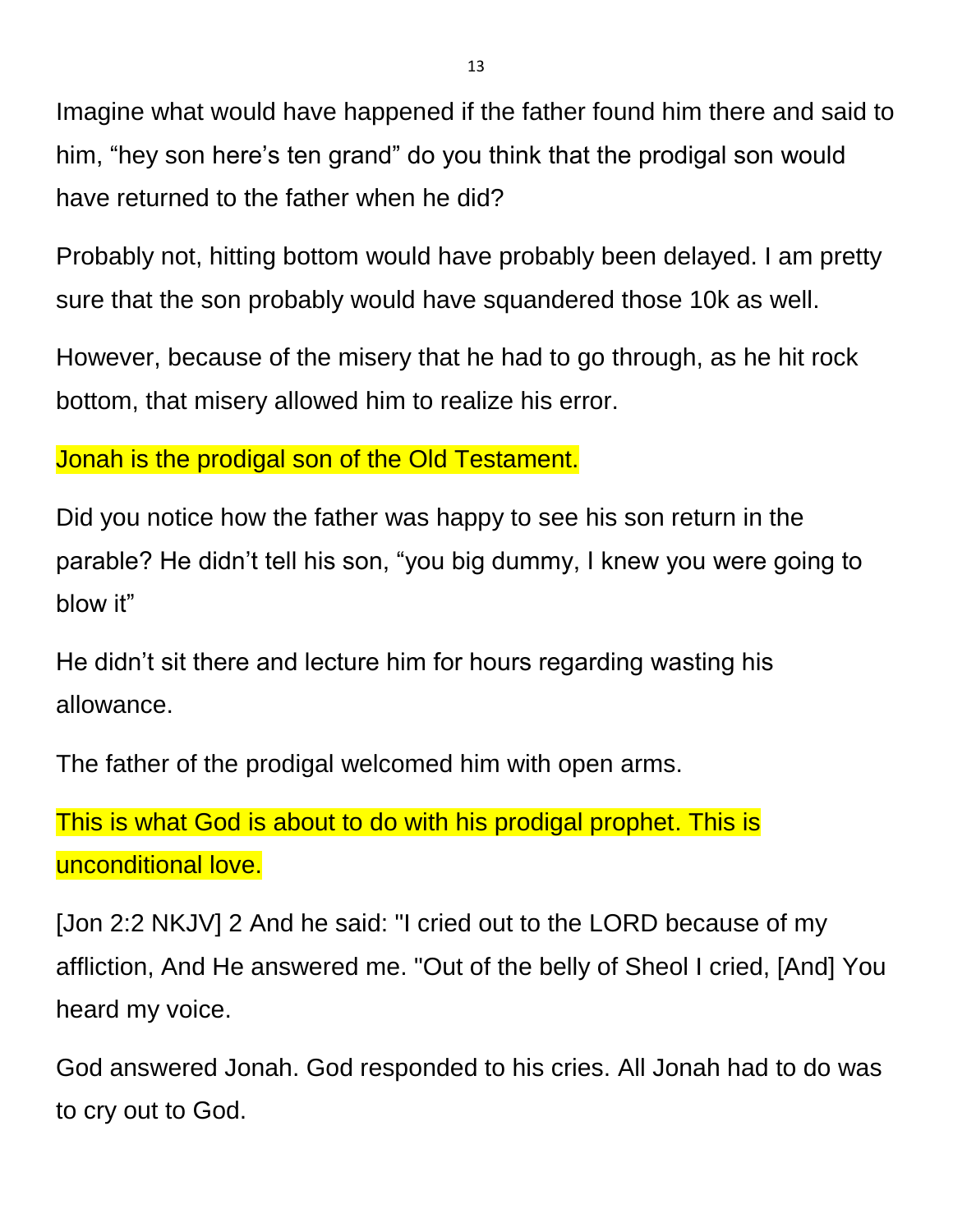Imagine what would have happened if the father found him there and said to him, “hey son here’s ten grand” do you think that the prodigal son would have returned to the father when he did?

Probably not, hitting bottom would have probably been delayed. I am pretty sure that the son probably would have squandered those 10k as well.

However, because of the misery that he had to go through, as he hit rock bottom, that misery allowed him to realize his error.

Jonah is the prodigal son of the Old Testament.

Did you notice how the father was happy to see his son return in the parable? He didn’t tell his son, “you big dummy, I knew you were going to blow it”

He didn’t sit there and lecture him for hours regarding wasting his allowance.

The father of the prodigal welcomed him with open arms.

This is what God is about to do with his prodigal prophet. This is unconditional love.

[Jon 2:2 NKJV] 2 And he said: "I cried out to the LORD because of my affliction, And He answered me. "Out of the belly of Sheol I cried, [And] You heard my voice.

God answered Jonah. God responded to his cries. All Jonah had to do was to cry out to God.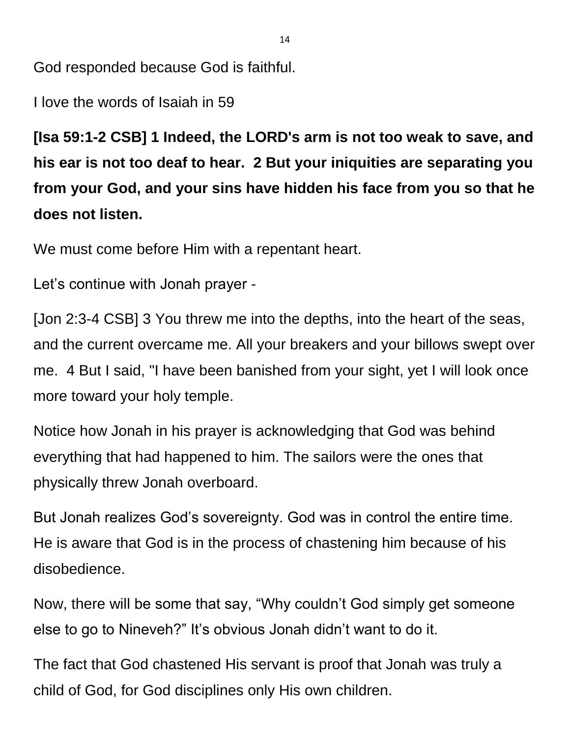God responded because God is faithful.

I love the words of Isaiah in 59

**[Isa 59:1-2 CSB] 1 Indeed, the LORD's arm is not too weak to save, and his ear is not too deaf to hear. 2 But your iniquities are separating you from your God, and your sins have hidden his face from you so that he does not listen.**

We must come before Him with a repentant heart.

Let's continue with Jonah prayer -

[Jon 2:3-4 CSB] 3 You threw me into the depths, into the heart of the seas, and the current overcame me. All your breakers and your billows swept over me. 4 But I said, "I have been banished from your sight, yet I will look once more toward your holy temple.

Notice how Jonah in his prayer is acknowledging that God was behind everything that had happened to him. The sailors were the ones that physically threw Jonah overboard.

But Jonah realizes God's sovereignty. God was in control the entire time. He is aware that God is in the process of chastening him because of his disobedience.

Now, there will be some that say, "Why couldn't God simply get someone else to go to Nineveh?" It's obvious Jonah didn't want to do it.

The fact that God chastened His servant is proof that Jonah was truly a child of God, for God disciplines only His own children.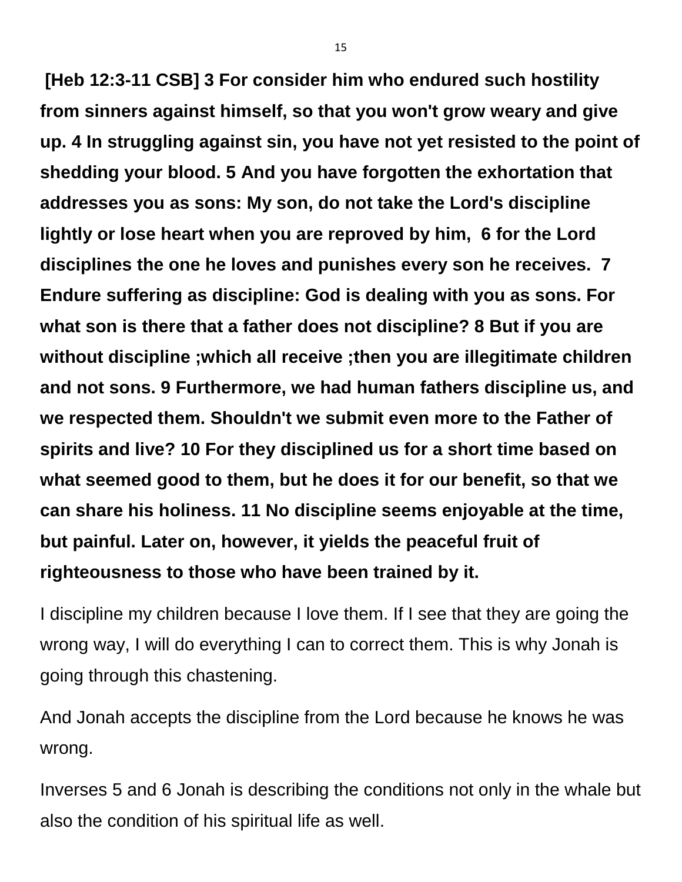**[Heb 12:3-11 CSB] 3 For consider him who endured such hostility from sinners against himself, so that you won't grow weary and give up. 4 In struggling against sin, you have not yet resisted to the point of shedding your blood. 5 And you have forgotten the exhortation that addresses you as sons: My son, do not take the Lord's discipline lightly or lose heart when you are reproved by him, 6 for the Lord disciplines the one he loves and punishes every son he receives. 7 Endure suffering as discipline: God is dealing with you as sons. For what son is there that a father does not discipline? 8 But if you are without discipline ;which all receive ;then you are illegitimate children and not sons. 9 Furthermore, we had human fathers discipline us, and we respected them. Shouldn't we submit even more to the Father of spirits and live? 10 For they disciplined us for a short time based on what seemed good to them, but he does it for our benefit, so that we can share his holiness. 11 No discipline seems enjoyable at the time, but painful. Later on, however, it yields the peaceful fruit of righteousness to those who have been trained by it.**

I discipline my children because I love them. If I see that they are going the wrong way, I will do everything I can to correct them. This is why Jonah is going through this chastening.

And Jonah accepts the discipline from the Lord because he knows he was wrong.

Inverses 5 and 6 Jonah is describing the conditions not only in the whale but also the condition of his spiritual life as well.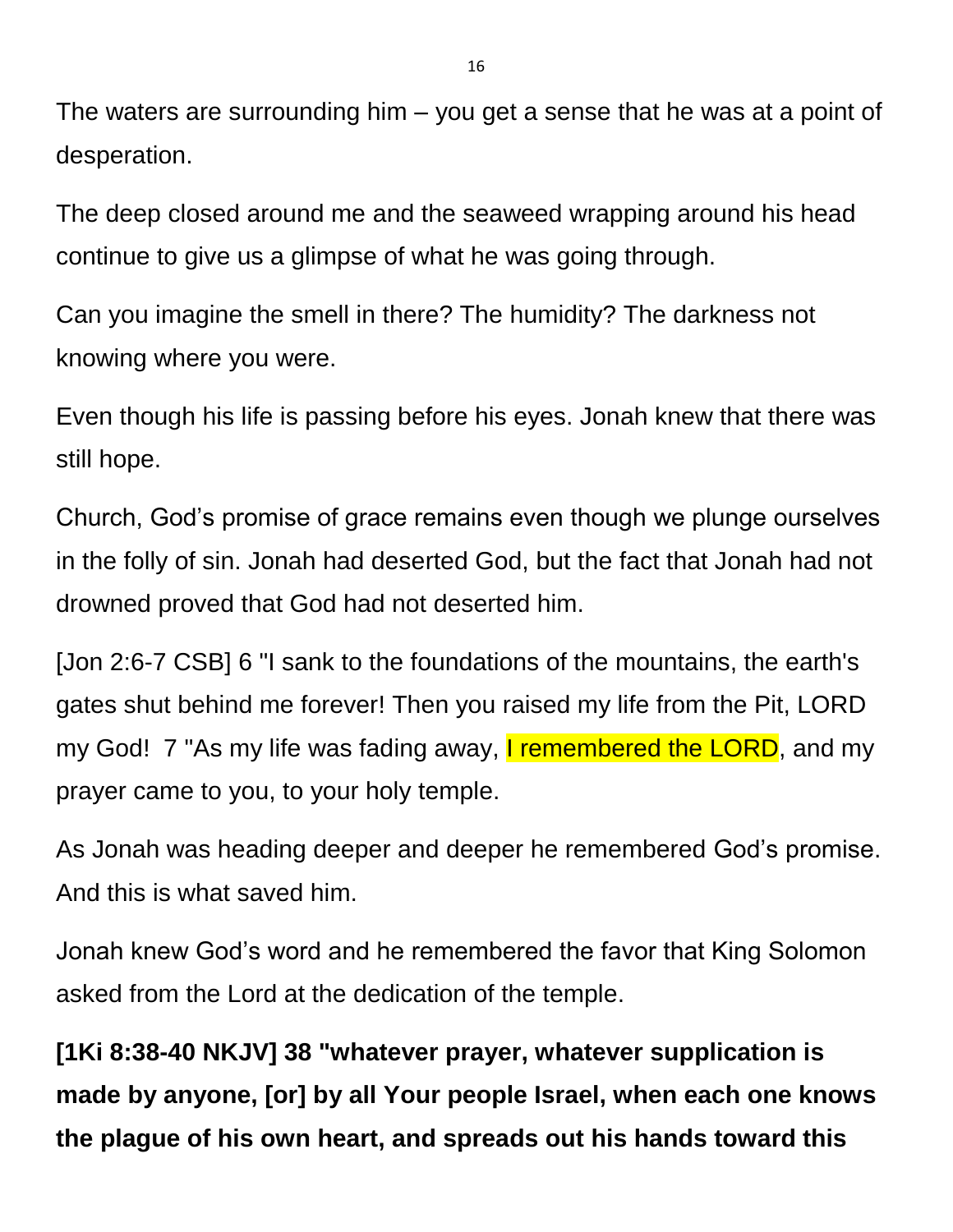The waters are surrounding him – you get a sense that he was at a point of desperation.

The deep closed around me and the seaweed wrapping around his head continue to give us a glimpse of what he was going through.

Can you imagine the smell in there? The humidity? The darkness not knowing where you were.

Even though his life is passing before his eyes. Jonah knew that there was still hope.

Church, God's promise of grace remains even though we plunge ourselves in the folly of sin. Jonah had deserted God, but the fact that Jonah had not drowned proved that God had not deserted him.

[Jon 2:6-7 CSB] 6 "I sank to the foundations of the mountains, the earth's gates shut behind me forever! Then you raised my life from the Pit, LORD my God! 7 "As my life was fading away, I remembered the LORD, and my prayer came to you, to your holy temple.

As Jonah was heading deeper and deeper he remembered God's promise. And this is what saved him.

Jonah knew God's word and he remembered the favor that King Solomon asked from the Lord at the dedication of the temple.

**[1Ki 8:38-40 NKJV] 38 "whatever prayer, whatever supplication is made by anyone, [or] by all Your people Israel, when each one knows the plague of his own heart, and spreads out his hands toward this**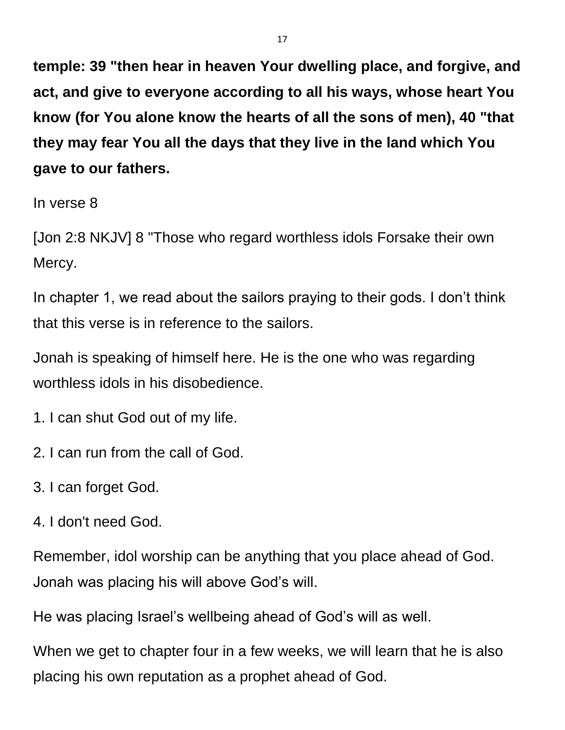**temple: 39 "then hear in heaven Your dwelling place, and forgive, and act, and give to everyone according to all his ways, whose heart You know (for You alone know the hearts of all the sons of men), 40 "that they may fear You all the days that they live in the land which You gave to our fathers.**

In verse 8

[Jon 2:8 NKJV] 8 "Those who regard worthless idols Forsake their own Mercy.

In chapter 1, we read about the sailors praying to their gods. I don't think that this verse is in reference to the sailors.

Jonah is speaking of himself here. He is the one who was regarding worthless idols in his disobedience.

1. I can shut God out of my life.
2. I can run from the call of God.
3. I can forget God.
4. I don't need God.

Remember, idol worship can be anything that you place ahead of God. Jonah was placing his will above God's will.

He was placing Israel's wellbeing ahead of God's will as well.

When we get to chapter four in a few weeks, we will learn that he is also placing his own reputation as a prophet ahead of God.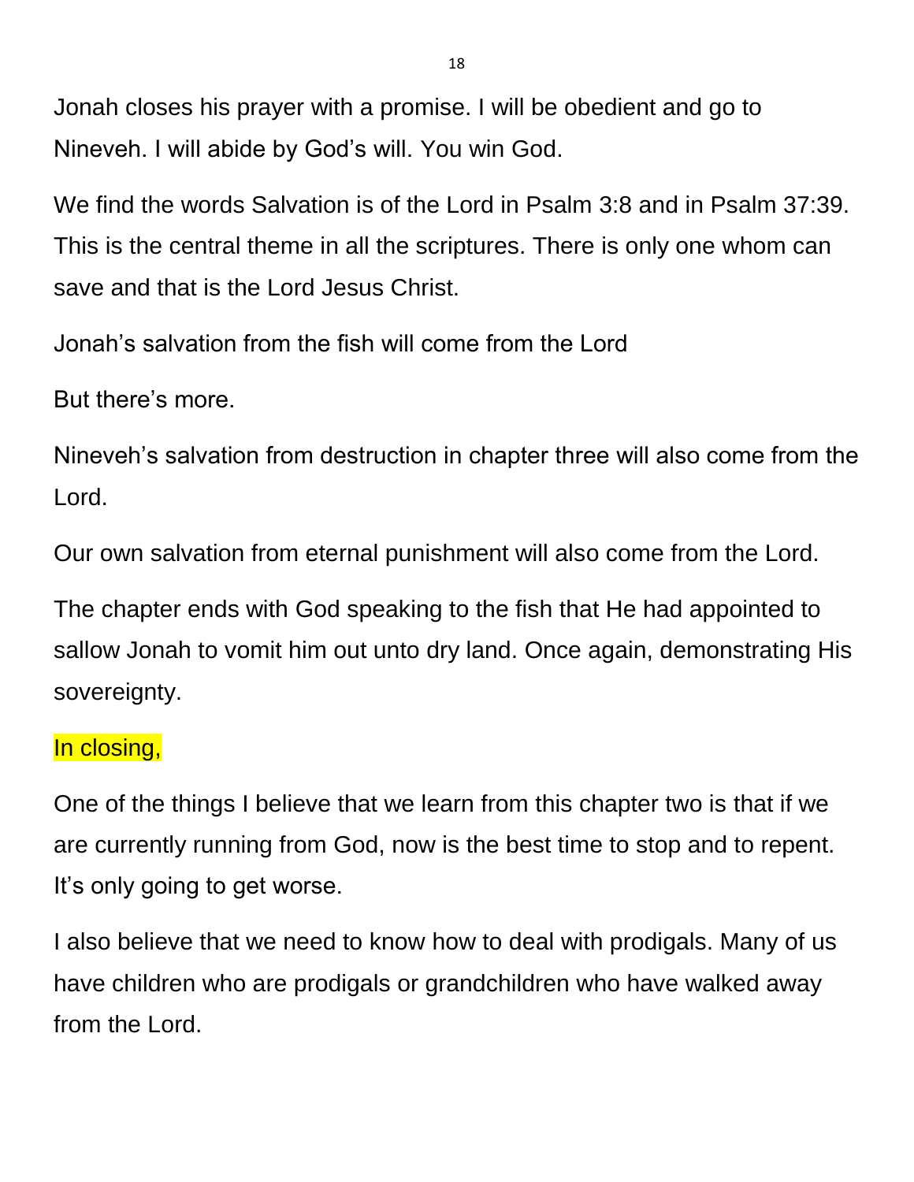Jonah closes his prayer with a promise. I will be obedient and go to Nineveh. I will abide by God's will. You win God.

We find the words Salvation is of the Lord in Psalm 3:8 and in Psalm 37:39. This is the central theme in all the scriptures. There is only one whom can save and that is the Lord Jesus Christ.

Jonah's salvation from the fish will come from the Lord

But there's more.

Nineveh's salvation from destruction in chapter three will also come from the Lord.

Our own salvation from eternal punishment will also come from the Lord.

The chapter ends with God speaking to the fish that He had appointed to sallow Jonah to vomit him out unto dry land. Once again, demonstrating His sovereignty.

In closing,

One of the things I believe that we learn from this chapter two is that if we are currently running from God, now is the best time to stop and to repent. It's only going to get worse.

I also believe that we need to know how to deal with prodigals. Many of us have children who are prodigals or grandchildren who have walked away from the Lord.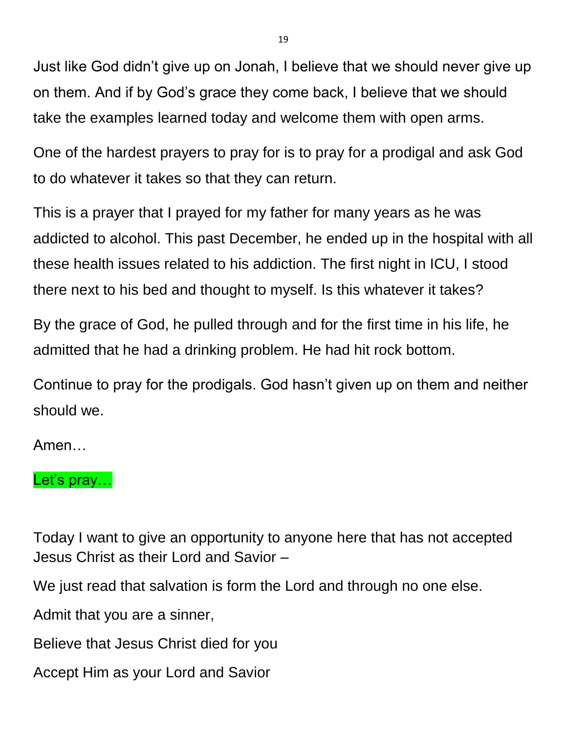Just like God didn't give up on Jonah, I believe that we should never give up on them. And if by God's grace they come back, I believe that we should take the examples learned today and welcome them with open arms.

One of the hardest prayers to pray for is to pray for a prodigal and ask God to do whatever it takes so that they can return.

This is a prayer that I prayed for my father for many years as he was addicted to alcohol. This past December, he ended up in the hospital with all these health issues related to his addiction. The first night in ICU, I stood there next to his bed and thought to myself. Is this whatever it takes?

By the grace of God, he pulled through and for the first time in his life, he admitted that he had a drinking problem. He had hit rock bottom.

Continue to pray for the prodigals. God hasn't given up on them and neither should we.

Amen…

Let's pray…

Today I want to give an opportunity to anyone here that has not accepted Jesus Christ as their Lord and Savior –

We just read that salvation is form the Lord and through no one else.

Admit that you are a sinner,

Believe that Jesus Christ died for you

Accept Him as your Lord and Savior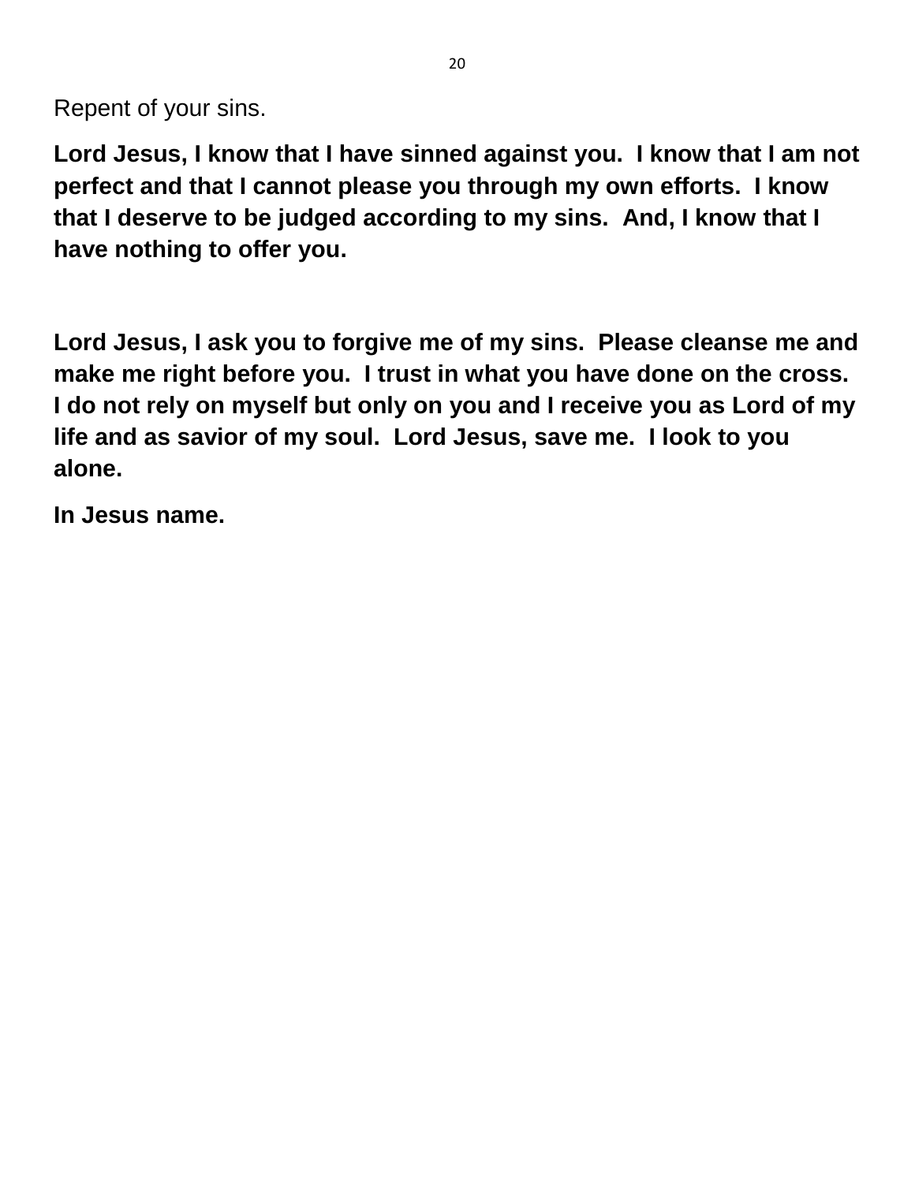Repent of your sins.

**Lord Jesus, I know that I have sinned against you. I know that I am not perfect and that I cannot please you through my own efforts. I know that I deserve to be judged according to my sins. And, I know that I have nothing to offer you.**

**Lord Jesus, I ask you to forgive me of my sins. Please cleanse me and make me right before you. I trust in what you have done on the cross. I do not rely on myself but only on you and I receive you as Lord of my life and as savior of my soul. Lord Jesus, save me. I look to you alone.**

**In Jesus name.**